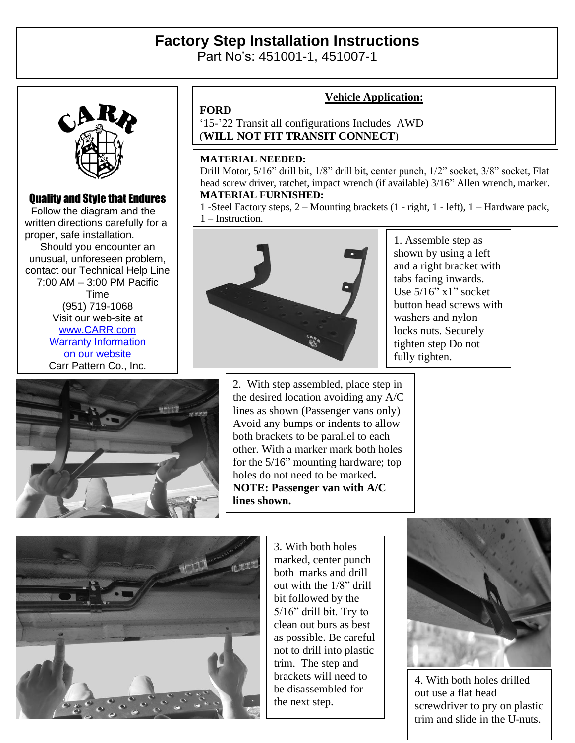# Factory Step Installation Instructions

Part No's: 451001-1, 451007-1

**Quality and Style that Endures**

Follow the diagram and the written directions carefully for a proper, safe installation.

Should you encounter an unusual, unforeseen problem, contact our Technical Help Line 7:00 AM – 3:00 PM Pacific Time
(951) 719-1068
Visit our web-site at
www.CARR.com
Warranty Information on our website
Carr Pattern Co., Inc.

## Vehicle Application:

**FORD**
'15-'22 Transit all configurations Includes AWD
(**WILL NOT FIT TRANSIT CONNECT**)

**MATERIAL NEEDED:**
Drill Motor, 5/16" drill bit, 1/8" drill bit, center punch, 1/2" socket, 3/8" socket, Flat head screw driver, ratchet, impact wrench (if available) 3/16" Allen wrench, marker.

**MATERIAL FURNISHED:**
1 -Steel Factory steps, 2 – Mounting brackets (1 - right, 1 - left), 1 – Hardware pack, 1 – Instruction.

1. Assemble step as shown by using a left and a right bracket with tabs facing inwards. Use 5/16" x1" socket button head screws with washers and nylon locks nuts. Securely tighten step Do not fully tighten.

2. With step assembled, place step in the desired location avoiding any A/C lines as shown (Passenger vans only) Avoid any bumps or indents to allow both brackets to be parallel to each other. With a marker mark both holes for the 5/16" mounting hardware; top holes do not need to be marked. **NOTE: Passenger van with A/C lines shown.**

3. With both holes marked, center punch both marks and drill out with the 1/8" drill bit followed by the 5/16" drill bit. Try to clean out burs as best as possible. Be careful not to drill into plastic trim. The step and brackets will need to be disassembled for the next step.

4. With both holes drilled out use a flat head screwdriver to pry on plastic trim and slide in the U-nuts.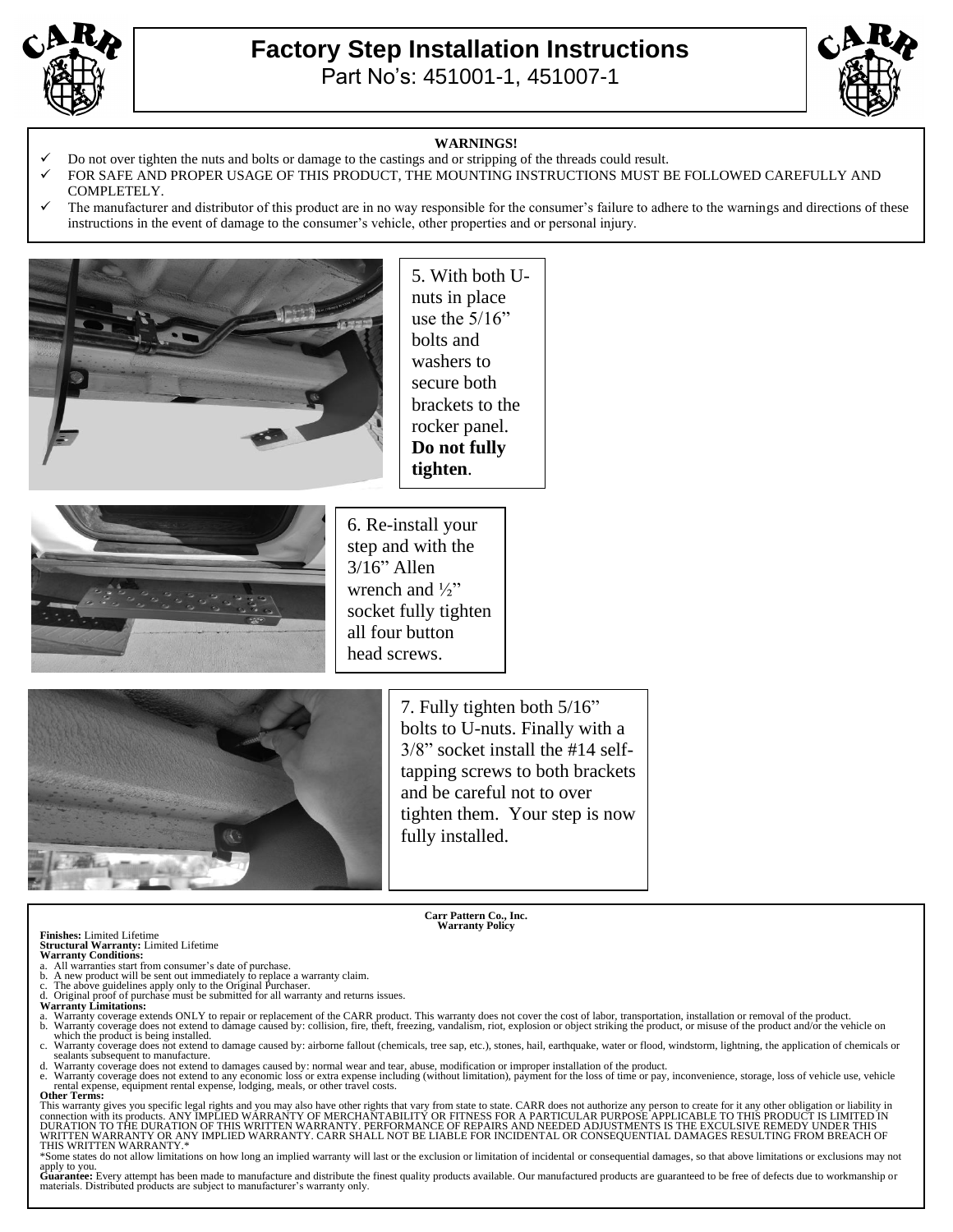# Factory Step Installation Instructions

Part No's: 451001-1, 451007-1

**WARNINGS!**

- ✓ Do not over tighten the nuts and bolts or damage to the castings and or stripping of the threads could result.
- ✓ FOR SAFE AND PROPER USAGE OF THIS PRODUCT, THE MOUNTING INSTRUCTIONS MUST BE FOLLOWED CAREFULLY AND COMPLETELY.
- ✓ The manufacturer and distributor of this product are in no way responsible for the consumer's failure to adhere to the warnings and directions of these instructions in the event of damage to the consumer's vehicle, other properties and or personal injury.

5. With both U-nuts in place use the 5/16" bolts and washers to secure both brackets to the rocker panel. **Do not fully tighten**.

6. Re-install your step and with the 3/16" Allen wrench and ½" socket fully tighten all four button head screws.

7. Fully tighten both 5/16" bolts to U-nuts. Finally with a 3/8" socket install the #14 self-tapping screws to both brackets and be careful not to over tighten them. Your step is now fully installed.

**Carr Pattern Co., Inc.**
**Warranty Policy**

**Finishes:** Limited Lifetime
**Structural Warranty:** Limited Lifetime
**Warranty Conditions:**

a. All warranties start from consumer's date of purchase.
b. A new product will be sent out immediately to replace a warranty claim.
c. The above guidelines apply only to the Original Purchaser.
d. Original proof of purchase must be submitted for all warranty and returns issues.

**Warranty Limitations:**

a. Warranty coverage extends ONLY to repair or replacement of the CARR product. This warranty does not cover the cost of labor, transportation, installation or removal of the product.
b. Warranty coverage does not extend to damage caused by: collision, fire, theft, freezing, vandalism, riot, explosion or object striking the product, or misuse of the product and/or the vehicle on which the product is being installed.
c. Warranty coverage does not extend to damage caused by: airborne fallout (chemicals, tree sap, etc.), stones, hail, earthquake, water or flood, windstorm, lightning, the application of chemicals or sealants subsequent to manufacture.
d. Warranty coverage does not extend to damages caused by: normal wear and tear, abuse, modification or improper installation of the product.
e. Warranty coverage does not extend to any economic loss or extra expense including (without limitation), payment for the loss of time or pay, inconvenience, storage, loss of vehicle use, vehicle rental expense, equipment rental expense, lodging, meals, or other travel costs.

**Other Terms:**

This warranty gives you specific legal rights and you may also have other rights that vary from state to state. CARR does not authorize any person to create for it any other obligation or liability in connection with its products. ANY IMPLIED WARRANTY OF MERCHANTABILITY OR FITNESS FOR A PARTICULAR PURPOSE APPLICABLE TO THIS PRODUCT IS LIMITED IN DURATION TO THE DURATION OF THIS WRITTEN WARRANTY. PERFORMANCE OF REPAIRS AND NEEDED ADJUSTMENTS IS THE EXCULSIVE REMEDY UNDER THIS WRITTEN WARRANTY OR ANY IMPLIED WARRANTY. CARR SHALL NOT BE LIABLE FOR INCIDENTAL OR CONSEQUENTIAL DAMAGES RESULTING FROM BREACH OF THIS WRITTEN WARRANTY.*

*Some states do not allow limitations on how long an implied warranty will last or the exclusion or limitation of incidental or consequential damages, so that above limitations or exclusions may not apply to you.

**Guarantee:** Every attempt has been made to manufacture and distribute the finest quality products available. Our manufactured products are guaranteed to be free of defects due to workmanship or materials. Distributed products are subject to manufacturer's warranty only.